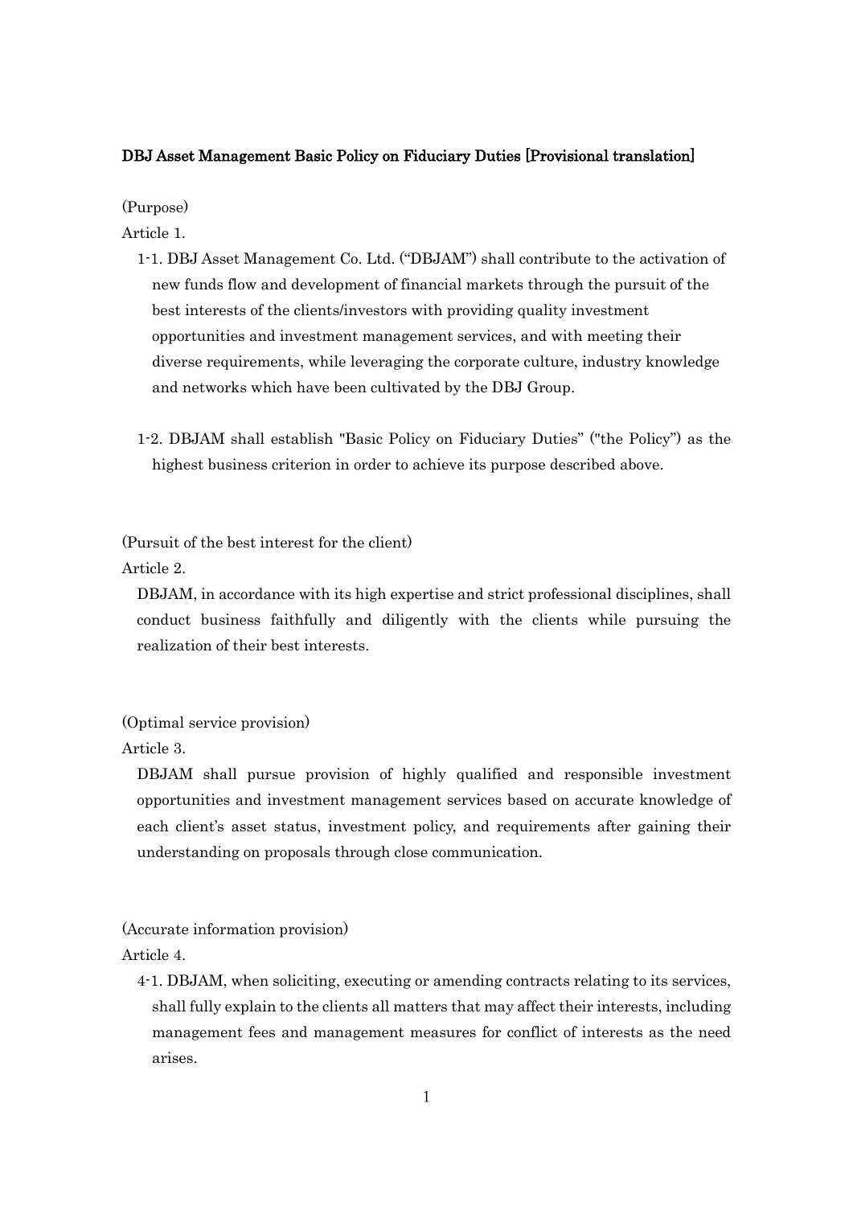# DBJ Asset Management Basic Policy on Fiduciary Duties [Provisional translation]

(Purpose)

Article 1.

1-1. DBJ Asset Management Co. Ltd. ("DBJAM") shall contribute to the activation of new funds flow and development of financial markets through the pursuit of the best interests of the clients/investors with providing quality investment opportunities and investment management services, and with meeting their diverse requirements, while leveraging the corporate culture, industry knowledge and networks which have been cultivated by the DBJ Group.

1-2. DBJAM shall establish "Basic Policy on Fiduciary Duties" ("the Policy") as the highest business criterion in order to achieve its purpose described above.

(Pursuit of the best interest for the client)

Article 2.

DBJAM, in accordance with its high expertise and strict professional disciplines, shall conduct business faithfully and diligently with the clients while pursuing the realization of their best interests.

(Optimal service provision)

Article 3.

DBJAM shall pursue provision of highly qualified and responsible investment opportunities and investment management services based on accurate knowledge of each client's asset status, investment policy, and requirements after gaining their understanding on proposals through close communication.

(Accurate information provision)

Article 4.

4-1. DBJAM, when soliciting, executing or amending contracts relating to its services, shall fully explain to the clients all matters that may affect their interests, including management fees and management measures for conflict of interests as the need arises.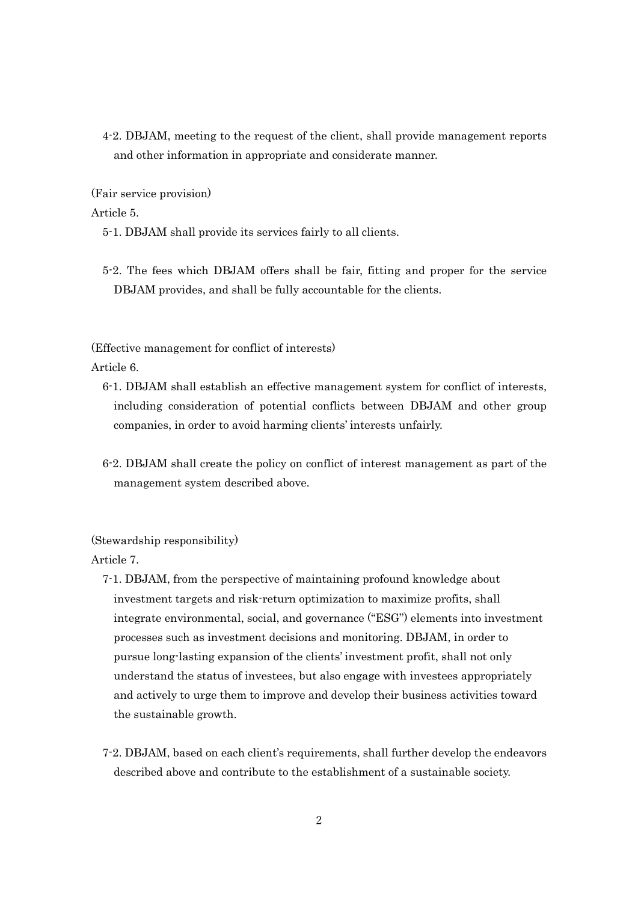4-2. DBJAM, meeting to the request of the client, shall provide management reports and other information in appropriate and considerate manner.

(Fair service provision)

Article 5.

5-1. DBJAM shall provide its services fairly to all clients.

5-2. The fees which DBJAM offers shall be fair, fitting and proper for the service DBJAM provides, and shall be fully accountable for the clients.

(Effective management for conflict of interests)

Article 6.

6-1. DBJAM shall establish an effective management system for conflict of interests, including consideration of potential conflicts between DBJAM and other group companies, in order to avoid harming clients' interests unfairly.

6-2. DBJAM shall create the policy on conflict of interest management as part of the management system described above.

(Stewardship responsibility)

Article 7.

7-1. DBJAM, from the perspective of maintaining profound knowledge about investment targets and risk-return optimization to maximize profits, shall integrate environmental, social, and governance ("ESG") elements into investment processes such as investment decisions and monitoring. DBJAM, in order to pursue long-lasting expansion of the clients' investment profit, shall not only understand the status of investees, but also engage with investees appropriately and actively to urge them to improve and develop their business activities toward the sustainable growth.

7-2. DBJAM, based on each client's requirements, shall further develop the endeavors described above and contribute to the establishment of a sustainable society.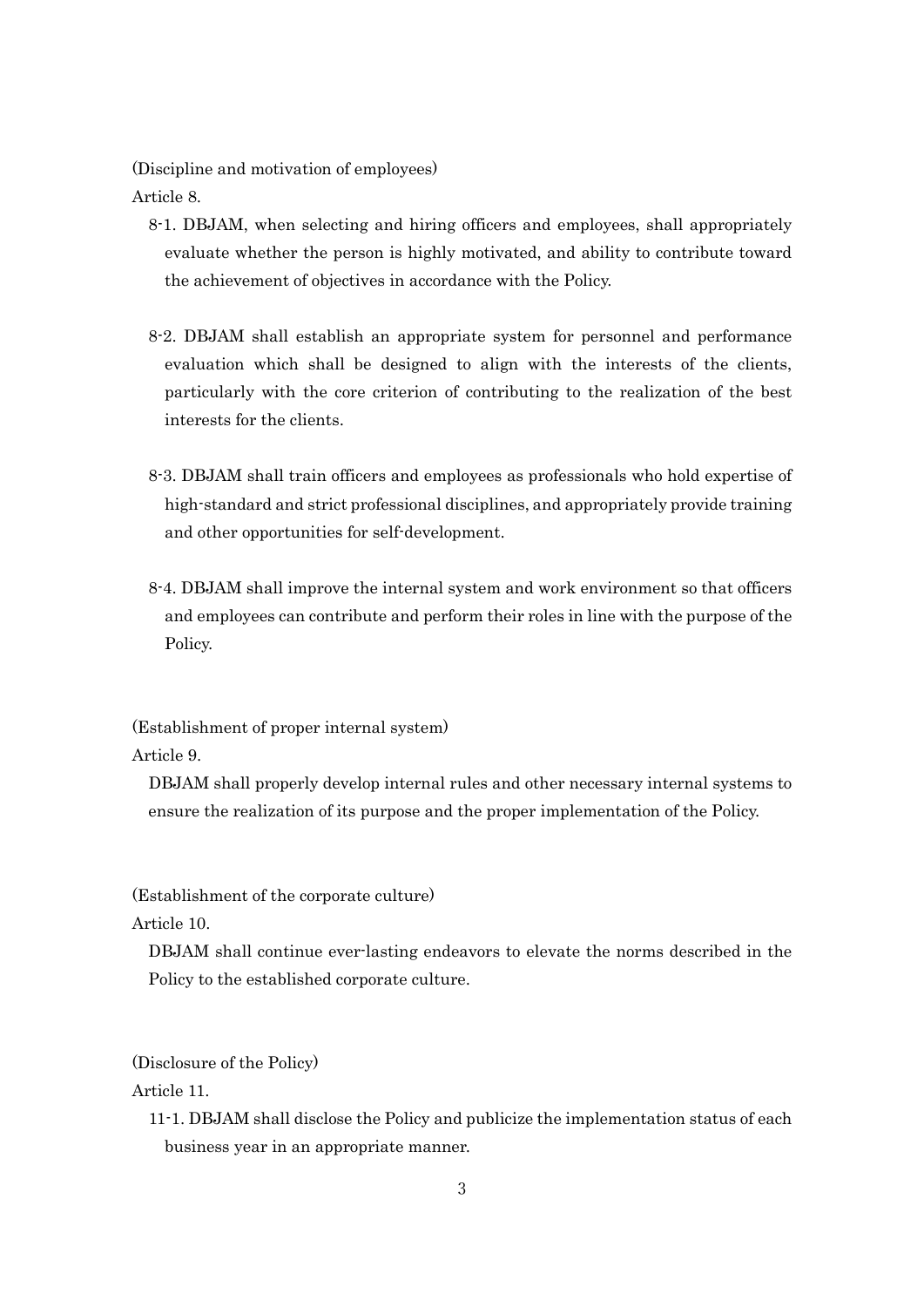(Discipline and motivation of employees)

Article 8.

8-1. DBJAM, when selecting and hiring officers and employees, shall appropriately evaluate whether the person is highly motivated, and ability to contribute toward the achievement of objectives in accordance with the Policy.

8-2. DBJAM shall establish an appropriate system for personnel and performance evaluation which shall be designed to align with the interests of the clients, particularly with the core criterion of contributing to the realization of the best interests for the clients.

8-3. DBJAM shall train officers and employees as professionals who hold expertise of high-standard and strict professional disciplines, and appropriately provide training and other opportunities for self-development.

8-4. DBJAM shall improve the internal system and work environment so that officers and employees can contribute and perform their roles in line with the purpose of the Policy.

(Establishment of proper internal system)

Article 9.

DBJAM shall properly develop internal rules and other necessary internal systems to ensure the realization of its purpose and the proper implementation of the Policy.

(Establishment of the corporate culture)

Article 10.

DBJAM shall continue ever-lasting endeavors to elevate the norms described in the Policy to the established corporate culture.

(Disclosure of the Policy)

Article 11.

11-1. DBJAM shall disclose the Policy and publicize the implementation status of each business year in an appropriate manner.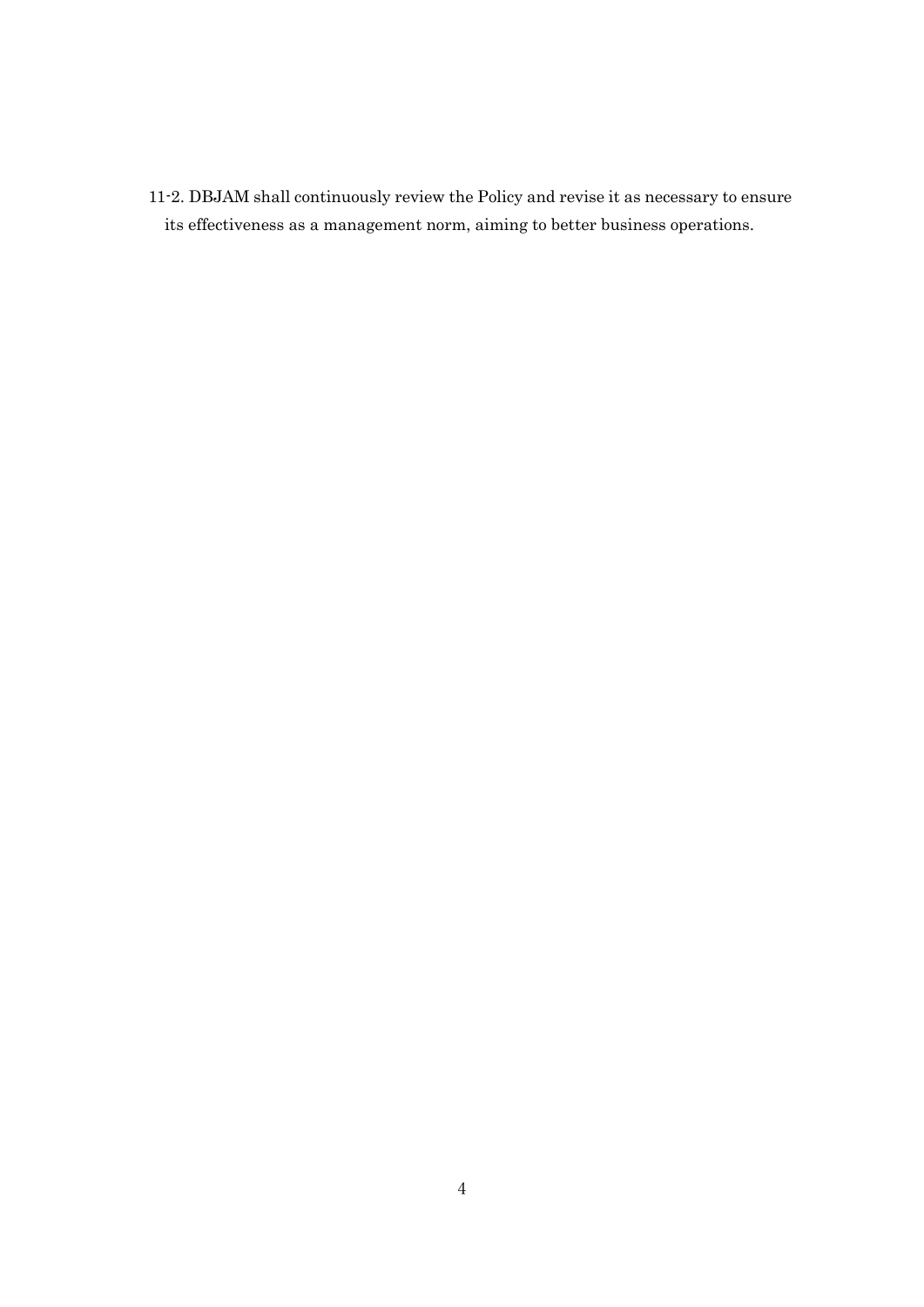11-2. DBJAM shall continuously review the Policy and revise it as necessary to ensure its effectiveness as a management norm, aiming to better business operations.